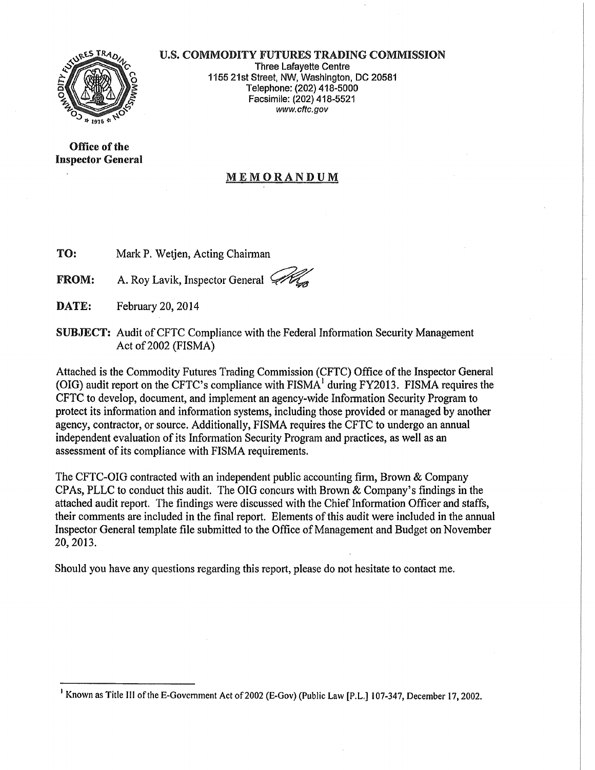**U.S. COMMODITY FUTURES TRADING COMMISSION**

Three Lafayette Centre
1155 21st Street, NW, Washington, DC 20581
Telephone: (202) 418-5000
Facsimile: (202) 418-5521
*www.cftc.gov*

**Office of the Inspector General**

## MEMORANDUM

**TO:** Mark P. Wetjen, Acting Chairman

**FROM:** A. Roy Lavik, Inspector General

**DATE:** February 20, 2014

**SUBJECT:** Audit of CFTC Compliance with the Federal Information Security Management Act of 2002 (FISMA)

Attached is the Commodity Futures Trading Commission (CFTC) Office of the Inspector General (OIG) audit report on the CFTC's compliance with FISMA[1] during FY2013. FISMA requires the CFTC to develop, document, and implement an agency-wide Information Security Program to protect its information and information systems, including those provided or managed by another agency, contractor, or source. Additionally, FISMA requires the CFTC to undergo an annual independent evaluation of its Information Security Program and practices, as well as an assessment of its compliance with FISMA requirements.

The CFTC-OIG contracted with an independent public accounting firm, Brown & Company CPAs, PLLC to conduct this audit. The OIG concurs with Brown & Company's findings in the attached audit report. The findings were discussed with the Chief Information Officer and staffs, their comments are included in the final report. Elements of this audit were included in the annual Inspector General template file submitted to the Office of Management and Budget on November 20, 2013.

Should you have any questions regarding this report, please do not hesitate to contact me.

---

[1] Known as Title III of the E-Government Act of 2002 (E-Gov) (Public Law [P.L.] 107-347, December 17, 2002.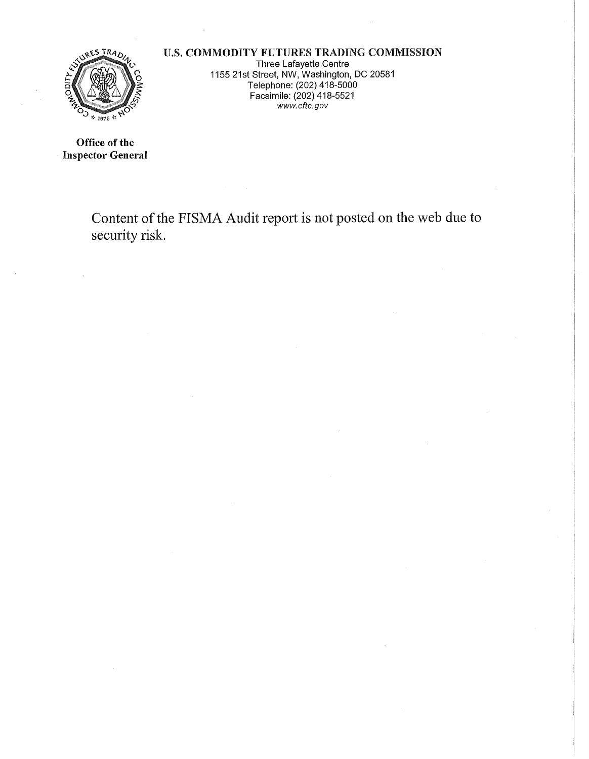**U.S. COMMODITY FUTURES TRADING COMMISSION**

Three Lafayette Centre
1155 21st Street, NW, Washington, DC 20581
Telephone: (202) 418-5000
Facsimile: (202) 418-5521
*www.cftc.gov*

**Office of the Inspector General**

Content of the FISMA Audit report is not posted on the web due to security risk.